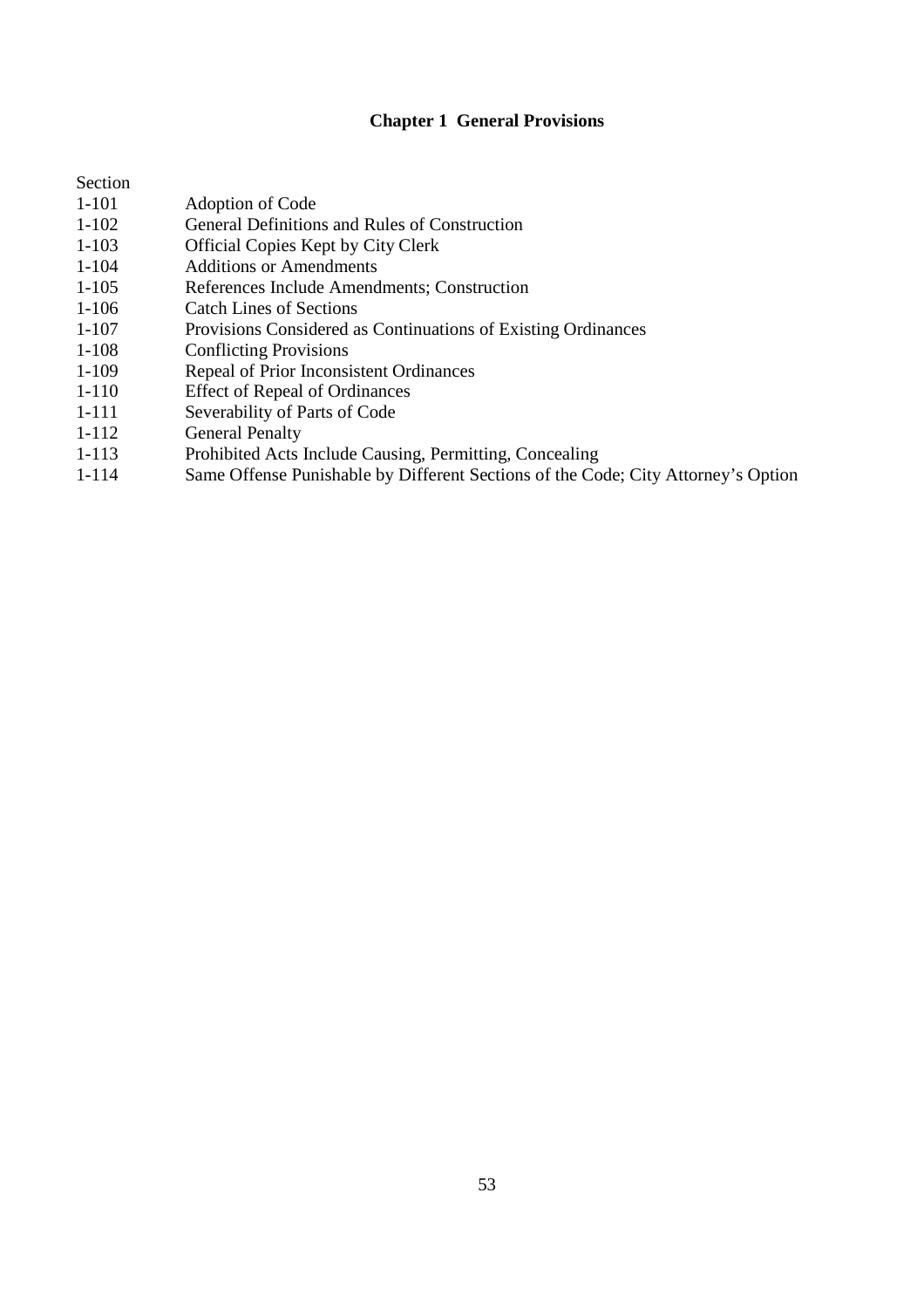# Chapter 1 General Provisions

| Section | |
|---|---|
| 1-101 | Adoption of Code |
| 1-102 | General Definitions and Rules of Construction |
| 1-103 | Official Copies Kept by City Clerk |
| 1-104 | Additions or Amendments |
| 1-105 | References Include Amendments; Construction |
| 1-106 | Catch Lines of Sections |
| 1-107 | Provisions Considered as Continuations of Existing Ordinances |
| 1-108 | Conflicting Provisions |
| 1-109 | Repeal of Prior Inconsistent Ordinances |
| 1-110 | Effect of Repeal of Ordinances |
| 1-111 | Severability of Parts of Code |
| 1-112 | General Penalty |
| 1-113 | Prohibited Acts Include Causing, Permitting, Concealing |
| 1-114 | Same Offense Punishable by Different Sections of the Code; City Attorney's Option |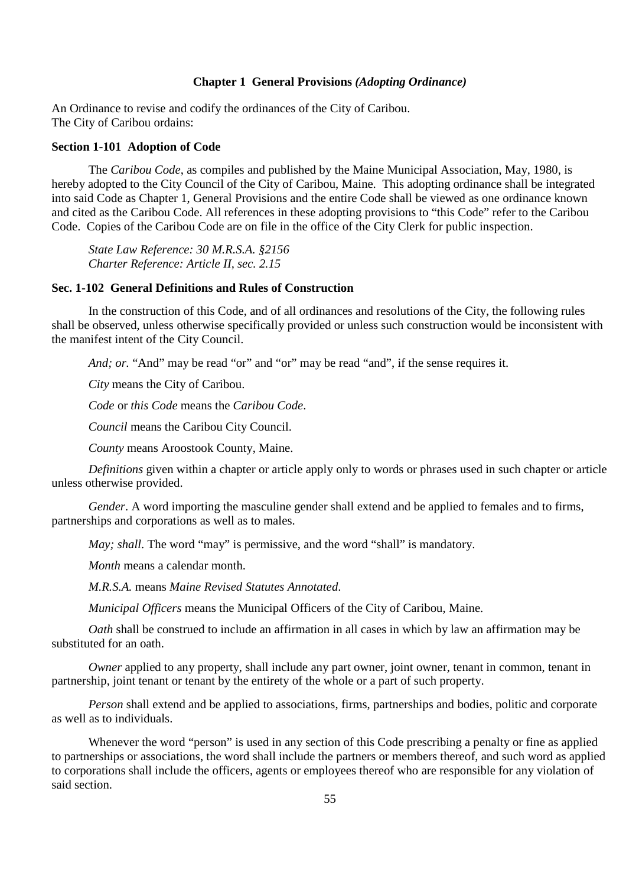## Chapter 1 General Provisions *(Adopting Ordinance)*

An Ordinance to revise and codify the ordinances of the City of Caribou.
The City of Caribou ordains:

### Section 1-101 Adoption of Code

The *Caribou Code*, as compiles and published by the Maine Municipal Association, May, 1980, is hereby adopted to the City Council of the City of Caribou, Maine. This adopting ordinance shall be integrated into said Code as Chapter 1, General Provisions and the entire Code shall be viewed as one ordinance known and cited as the Caribou Code. All references in these adopting provisions to "this Code" refer to the Caribou Code. Copies of the Caribou Code are on file in the office of the City Clerk for public inspection.

*State Law Reference: 30 M.R.S.A. §2156*
*Charter Reference: Article II, sec. 2.15*

### Sec. 1-102 General Definitions and Rules of Construction

In the construction of this Code, and of all ordinances and resolutions of the City, the following rules shall be observed, unless otherwise specifically provided or unless such construction would be inconsistent with the manifest intent of the City Council.

*And; or.* "And" may be read "or" and "or" may be read "and", if the sense requires it.

*City* means the City of Caribou.

*Code* or *this Code* means the *Caribou Code*.

*Council* means the Caribou City Council.

*County* means Aroostook County, Maine.

*Definitions* given within a chapter or article apply only to words or phrases used in such chapter or article unless otherwise provided.

*Gender*. A word importing the masculine gender shall extend and be applied to females and to firms, partnerships and corporations as well as to males.

*May; shall*. The word "may" is permissive, and the word "shall" is mandatory.

*Month* means a calendar month.

*M.R.S.A.* means *Maine Revised Statutes Annotated*.

*Municipal Officers* means the Municipal Officers of the City of Caribou, Maine.

*Oath* shall be construed to include an affirmation in all cases in which by law an affirmation may be substituted for an oath.

*Owner* applied to any property, shall include any part owner, joint owner, tenant in common, tenant in partnership, joint tenant or tenant by the entirety of the whole or a part of such property.

*Person* shall extend and be applied to associations, firms, partnerships and bodies, politic and corporate as well as to individuals.

Whenever the word "person" is used in any section of this Code prescribing a penalty or fine as applied to partnerships or associations, the word shall include the partners or members thereof, and such word as applied to corporations shall include the officers, agents or employees thereof who are responsible for any violation of said section.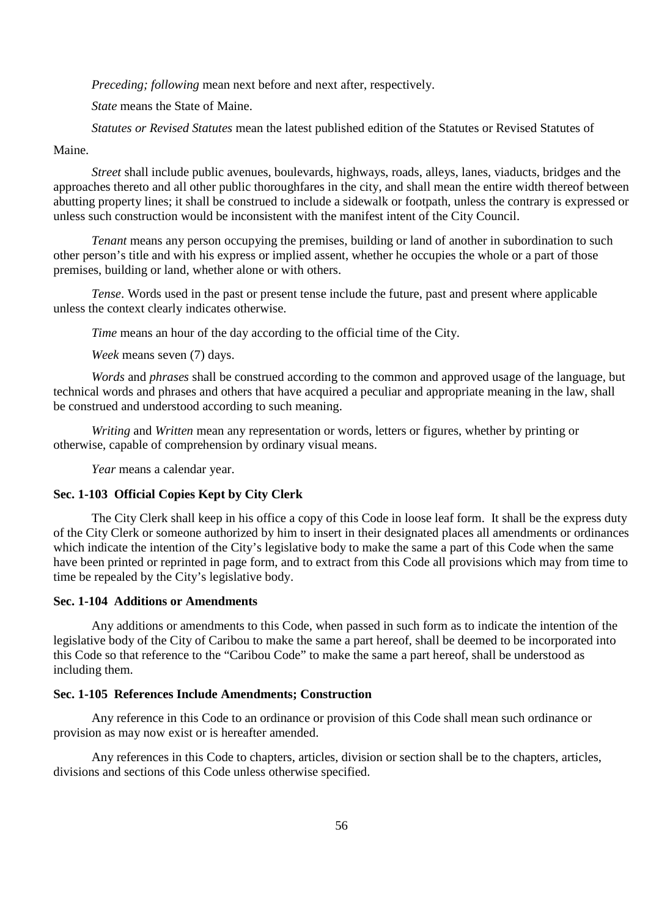*Preceding; following* mean next before and next after, respectively.

*State* means the State of Maine.

*Statutes or Revised Statutes* mean the latest published edition of the Statutes or Revised Statutes of Maine.

*Street* shall include public avenues, boulevards, highways, roads, alleys, lanes, viaducts, bridges and the approaches thereto and all other public thoroughfares in the city, and shall mean the entire width thereof between abutting property lines; it shall be construed to include a sidewalk or footpath, unless the contrary is expressed or unless such construction would be inconsistent with the manifest intent of the City Council.

*Tenant* means any person occupying the premises, building or land of another in subordination to such other person's title and with his express or implied assent, whether he occupies the whole or a part of those premises, building or land, whether alone or with others.

*Tense*. Words used in the past or present tense include the future, past and present where applicable unless the context clearly indicates otherwise.

*Time* means an hour of the day according to the official time of the City.

*Week* means seven (7) days.

*Words* and *phrases* shall be construed according to the common and approved usage of the language, but technical words and phrases and others that have acquired a peculiar and appropriate meaning in the law, shall be construed and understood according to such meaning.

*Writing* and *Written* mean any representation or words, letters or figures, whether by printing or otherwise, capable of comprehension by ordinary visual means.

*Year* means a calendar year.

### Sec. 1-103 Official Copies Kept by City Clerk

The City Clerk shall keep in his office a copy of this Code in loose leaf form. It shall be the express duty of the City Clerk or someone authorized by him to insert in their designated places all amendments or ordinances which indicate the intention of the City's legislative body to make the same a part of this Code when the same have been printed or reprinted in page form, and to extract from this Code all provisions which may from time to time be repealed by the City's legislative body.

### Sec. 1-104 Additions or Amendments

Any additions or amendments to this Code, when passed in such form as to indicate the intention of the legislative body of the City of Caribou to make the same a part hereof, shall be deemed to be incorporated into this Code so that reference to the "Caribou Code" to make the same a part hereof, shall be understood as including them.

### Sec. 1-105 References Include Amendments; Construction

Any reference in this Code to an ordinance or provision of this Code shall mean such ordinance or provision as may now exist or is hereafter amended.

Any references in this Code to chapters, articles, division or section shall be to the chapters, articles, divisions and sections of this Code unless otherwise specified.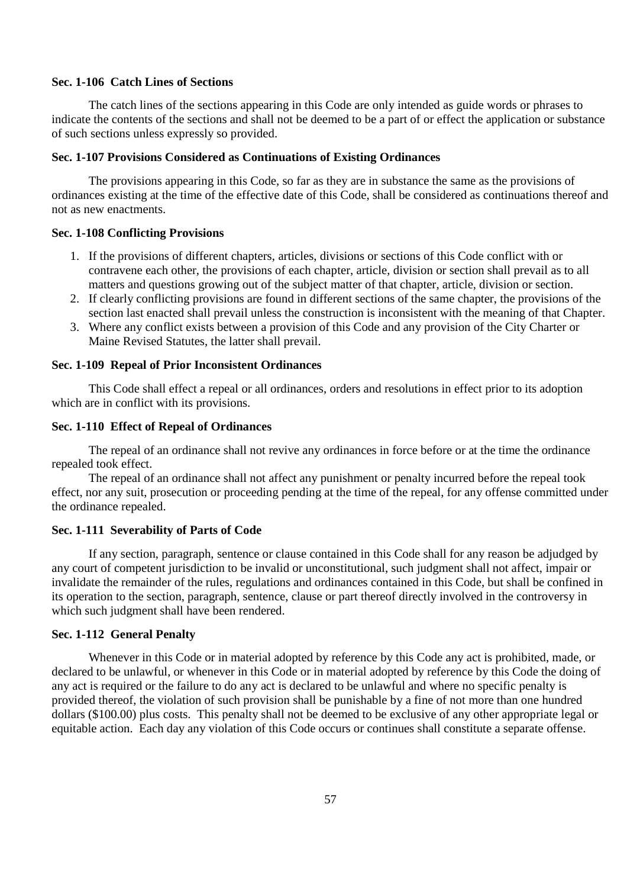### Sec. 1-106 Catch Lines of Sections

The catch lines of the sections appearing in this Code are only intended as guide words or phrases to indicate the contents of the sections and shall not be deemed to be a part of or effect the application or substance of such sections unless expressly so provided.

### Sec. 1-107 Provisions Considered as Continuations of Existing Ordinances

The provisions appearing in this Code, so far as they are in substance the same as the provisions of ordinances existing at the time of the effective date of this Code, shall be considered as continuations thereof and not as new enactments.

### Sec. 1-108 Conflicting Provisions

1. If the provisions of different chapters, articles, divisions or sections of this Code conflict with or contravene each other, the provisions of each chapter, article, division or section shall prevail as to all matters and questions growing out of the subject matter of that chapter, article, division or section.
2. If clearly conflicting provisions are found in different sections of the same chapter, the provisions of the section last enacted shall prevail unless the construction is inconsistent with the meaning of that Chapter.
3. Where any conflict exists between a provision of this Code and any provision of the City Charter or Maine Revised Statutes, the latter shall prevail.

### Sec. 1-109 Repeal of Prior Inconsistent Ordinances

This Code shall effect a repeal or all ordinances, orders and resolutions in effect prior to its adoption which are in conflict with its provisions.

### Sec. 1-110 Effect of Repeal of Ordinances

The repeal of an ordinance shall not revive any ordinances in force before or at the time the ordinance repealed took effect.

The repeal of an ordinance shall not affect any punishment or penalty incurred before the repeal took effect, nor any suit, prosecution or proceeding pending at the time of the repeal, for any offense committed under the ordinance repealed.

### Sec. 1-111 Severability of Parts of Code

If any section, paragraph, sentence or clause contained in this Code shall for any reason be adjudged by any court of competent jurisdiction to be invalid or unconstitutional, such judgment shall not affect, impair or invalidate the remainder of the rules, regulations and ordinances contained in this Code, but shall be confined in its operation to the section, paragraph, sentence, clause or part thereof directly involved in the controversy in which such judgment shall have been rendered.

### Sec. 1-112 General Penalty

Whenever in this Code or in material adopted by reference by this Code any act is prohibited, made, or declared to be unlawful, or whenever in this Code or in material adopted by reference by this Code the doing of any act is required or the failure to do any act is declared to be unlawful and where no specific penalty is provided thereof, the violation of such provision shall be punishable by a fine of not more than one hundred dollars ($100.00) plus costs. This penalty shall not be deemed to be exclusive of any other appropriate legal or equitable action. Each day any violation of this Code occurs or continues shall constitute a separate offense.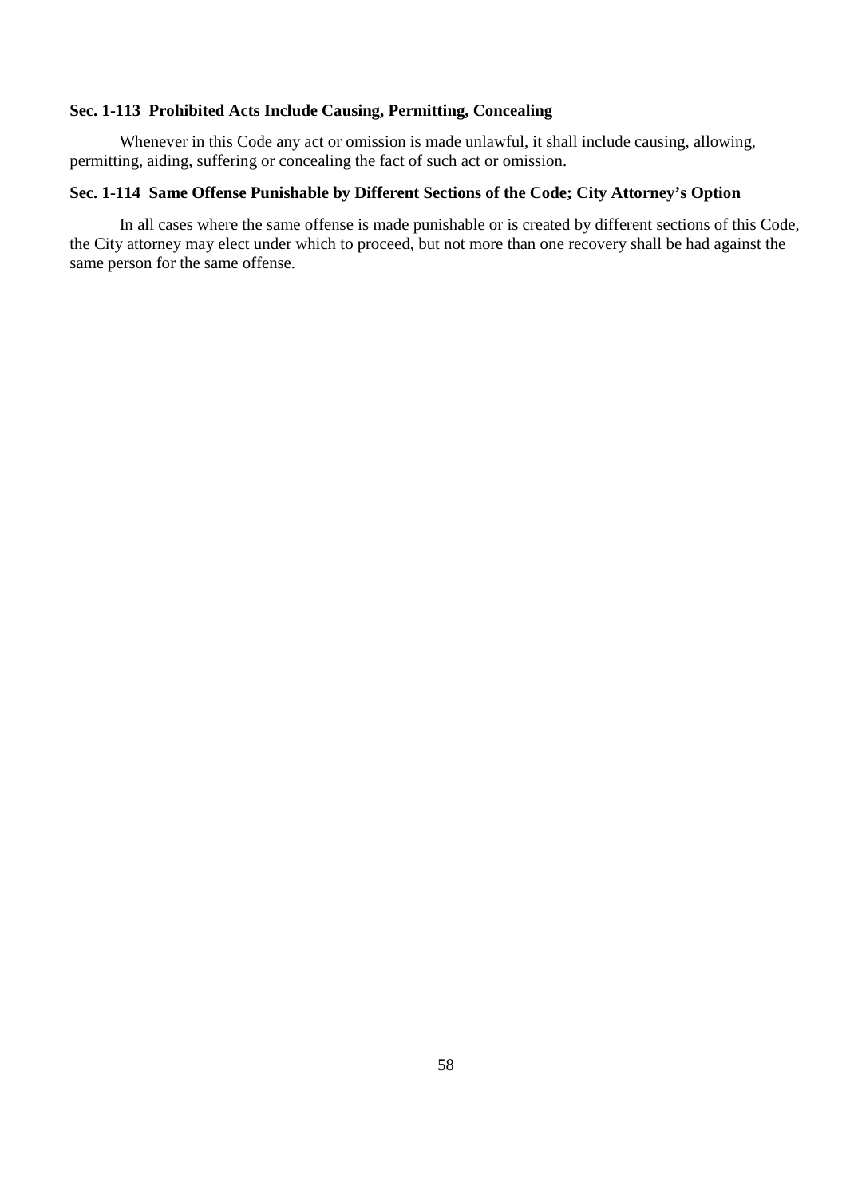### Sec. 1-113 Prohibited Acts Include Causing, Permitting, Concealing

Whenever in this Code any act or omission is made unlawful, it shall include causing, allowing, permitting, aiding, suffering or concealing the fact of such act or omission.

### Sec. 1-114 Same Offense Punishable by Different Sections of the Code; City Attorney's Option

In all cases where the same offense is made punishable or is created by different sections of this Code, the City attorney may elect under which to proceed, but not more than one recovery shall be had against the same person for the same offense.